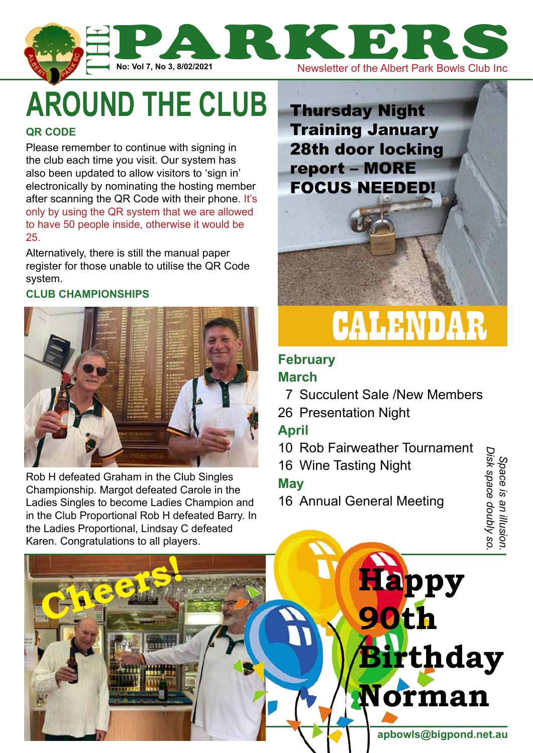# THE PARKERS

No: Vol 7, No 3, 8/02/2021

Newsletter of the Albert Park Bowls Club Inc

# AROUND THE CLUB

### QR CODE

Please remember to continue with signing in the club each time you visit. Our system has also been updated to allow visitors to 'sign in' electronically by nominating the hosting member after scanning the QR Code with their phone. It's only by using the QR system that we are allowed to have 50 people inside, otherwise it would be 25.

Alternatively, there is still the manual paper register for those unable to utilise the QR Code system.

### CLUB CHAMPIONSHIPS

Rob H defeated Graham in the Club Singles Championship. Margot defeated Carole in the Ladies Singles to become Ladies Champion and in the Club Proportional Rob H defeated Barry. In the Ladies Proportional, Lindsay C defeated Karen. Congratulations to all players.

**Thursday Night Training January 28th door locking report – MORE FOCUS NEEDED!**

# CALENDAR

**February**

**March**

7 Succulent Sale /New Members

26 Presentation Night

**April**

10 Rob Fairweather Tournament

16 Wine Tasting Night

**May**

16 Annual General Meeting

*Space is an illusion. Disk space doubly so.*

Cheers!

**Happy 90th Birthday Norman**

apbowls@bigpond.net.au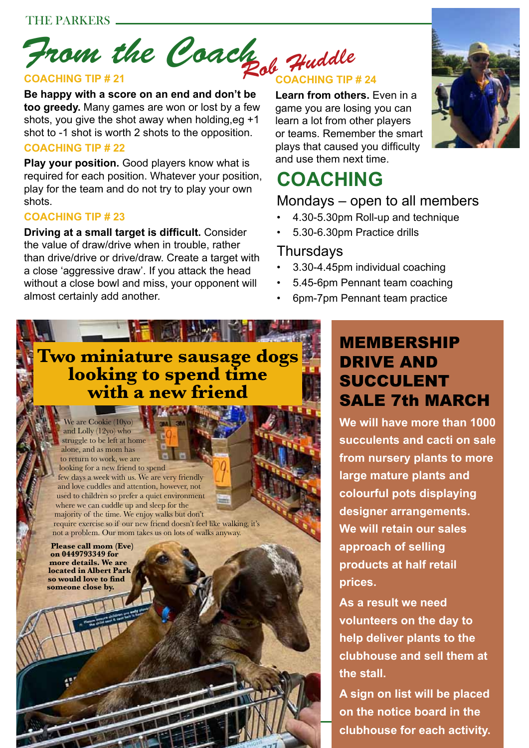# From the Coach

*Rob Huddle*

### COACHING TIP # 21

**Be happy with a score on an end and don't be too greedy.** Many games are won or lost by a few shots, you give the shot away when holding,eg +1 shot to -1 shot is worth 2 shots to the opposition.

### COACHING TIP # 22

**Play your position.** Good players know what is required for each position. Whatever your position, play for the team and do not try to play your own shots.

### COACHING TIP # 23

**Driving at a small target is difficult.** Consider the value of draw/drive when in trouble, rather than drive/drive or drive/draw. Create a target with a close 'aggressive draw'. If you attack the head without a close bowl and miss, your opponent will almost certainly add another.

### COACHING TIP # 24

**Learn from others.** Even in a game you are losing you can learn a lot from other players or teams. Remember the smart plays that caused you difficulty and use them next time.

## COACHING

### Mondays – open to all members

- 4.30-5.30pm Roll-up and technique
- 5.30-6.30pm Practice drills

### Thursdays

- 3.30-4.45pm individual coaching
- 5.45-6pm Pennant team coaching
- 6pm-7pm Pennant team practice

## Two miniature sausage dogs looking to spend time with a new friend

We are Cookie (10yo) and Lolly (12yo) who struggle to be left at home alone, and as mom has to return to work, we are looking for a new friend to spend few days a week with us. We are very friendly and love cuddles and attention, however, not used to children so prefer a quiet environment where we can cuddle up and sleep for the majority of the time. We enjoy walks but don't require exercise so if our new friend doesn't feel like walking, it's not a problem. Our mom takes us on lots of walks anyway.

**Please call mom (Eve) on 0449793349 for more details. We are located in Albert Park so would love to find someone close by.**

## MEMBERSHIP DRIVE AND SUCCULENT SALE 7th MARCH

**We will have more than 1000 succulents and cacti on sale from nursery plants to more large mature plants and colourful pots displaying designer arrangements. We will retain our sales approach of selling products at half retail prices.**

**As a result we need volunteers on the day to help deliver plants to the clubhouse and sell them at the stall.**

**A sign on list will be placed on the notice board in the clubhouse for each activity.**